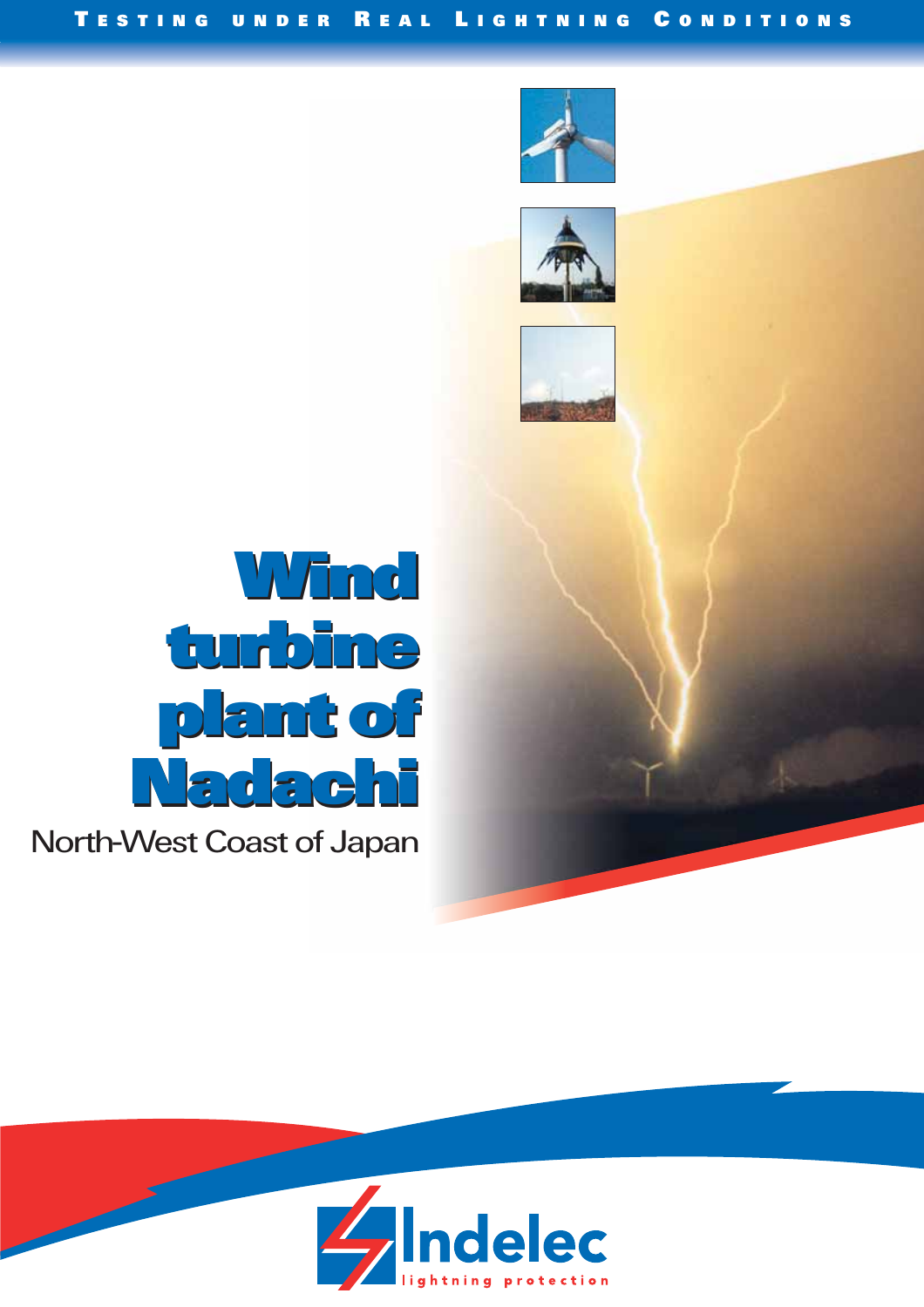TESTING UNDER REAL LIGHTNING CONDITIONS

# Wind turbine plant of Nadachi

North-West Coast of Japan

Indelec
lightning protection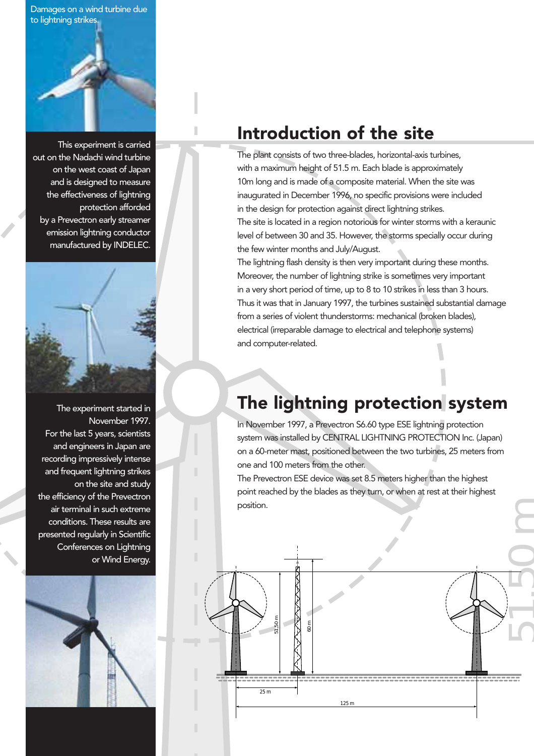Damages on a wind turbine due to lightning strikes.

This experiment is carried out on the Nadachi wind turbine on the west coast of Japan and is designed to measure the effectiveness of lightning protection afforded by a Prevectron early streamer emission lightning conductor manufactured by INDELEC.

The experiment started in November 1997. For the last 5 years, scientists and engineers in Japan are recording impressively intense and frequent lightning strikes on the site and study the efficiency of the Prevectron air terminal in such extreme conditions. These results are presented regularly in Scientific Conferences on Lightning or Wind Energy.

## Introduction of the site

The plant consists of two three-blades, horizontal-axis turbines, with a maximum height of 51.5 m. Each blade is approximately 10m long and is made of a composite material. When the site was inaugurated in December 1996, no specific provisions were included in the design for protection against direct lightning strikes.
The site is located in a region notorious for winter storms with a keraunic level of between 30 and 35. However, the storms specially occur during the few winter months and July/August.
The lightning flash density is then very important during these months. Moreover, the number of lightning strike is sometimes very important in a very short period of time, up to 8 to 10 strikes in less than 3 hours.
Thus it was that in January 1997, the turbines sustained substantial damage from a series of violent thunderstorms: mechanical (broken blades), electrical (irreparable damage to electrical and telephone systems) and computer-related.

## The lightning protection system

In November 1997, a Prevectron S6.60 type ESE lightning protection system was installed by CENTRAL LIGHTNING PROTECTION Inc. (Japan) on a 60-meter mast, positioned between the two turbines, 25 meters from one and 100 meters from the other.
The Prevectron ESE device was set 8.5 meters higher than the highest point reached by the blades as they turn, or when at rest at their highest position.

51,50 m

60 m

25 m

125 m

51.50 m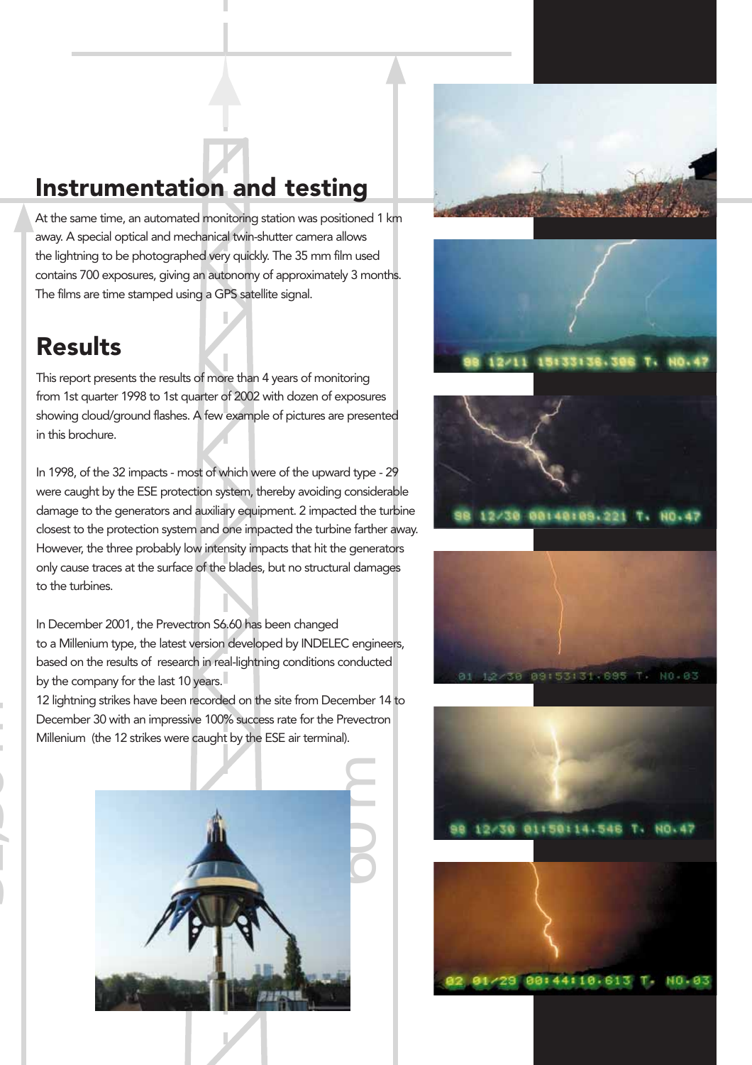## Instrumentation and testing

At the same time, an automated monitoring station was positioned 1 km away. A special optical and mechanical twin-shutter camera allows the lightning to be photographed very quickly. The 35 mm film used contains 700 exposures, giving an autonomy of approximately 3 months. The films are time stamped using a GPS satellite signal.

## Results

This report presents the results of more than 4 years of monitoring from 1st quarter 1998 to 1st quarter of 2002 with dozen of exposures showing cloud/ground flashes. A few example of pictures are presented in this brochure.

In 1998, of the 32 impacts - most of which were of the upward type - 29 were caught by the ESE protection system, thereby avoiding considerable damage to the generators and auxiliary equipment. 2 impacted the turbine closest to the protection system and one impacted the turbine farther away. However, the three probably low intensity impacts that hit the generators only cause traces at the surface of the blades, but no structural damages to the turbines.

In December 2001, the Prevectron S6.60 has been changed to a Millenium type, the latest version developed by INDELEC engineers, based on the results of research in real-lightning conditions conducted by the company for the last 10 years.
12 lightning strikes have been recorded on the site from December 14 to December 30 with an impressive 100% success rate for the Prevectron Millenium (the 12 strikes were caught by the ESE air terminal).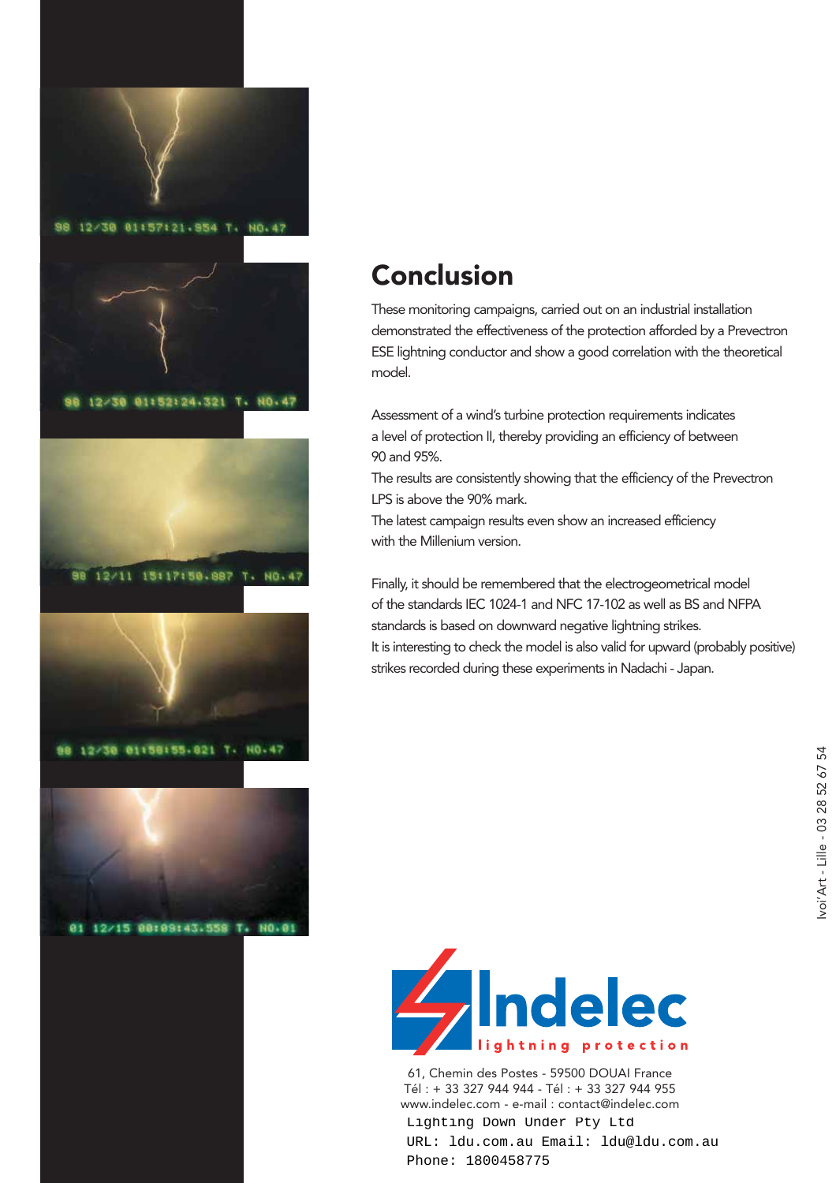## Conclusion

These monitoring campaigns, carried out on an industrial installation demonstrated the effectiveness of the protection afforded by a Prevectron ESE lightning conductor and show a good correlation with the theoretical model.

Assessment of a wind's turbine protection requirements indicates a level of protection II, thereby providing an efficiency of between 90 and 95%.

The results are consistently showing that the efficiency of the Prevectron LPS is above the 90% mark.

The latest campaign results even show an increased efficiency with the Millenium version.

Finally, it should be remembered that the electrogeometrical model of the standards IEC 1024-1 and NFC 17-102 as well as BS and NFPA standards is based on downward negative lightning strikes.

It is interesting to check the model is also valid for upward (probably positive) strikes recorded during these experiments in Nadachi - Japan.

Indelec lightning protection

61, Chemin des Postes - 59500 DOUAI France
Tél : + 33 327 944 944 - Tél : + 33 327 944 955
www.indelec.com - e-mail : contact@indelec.com

Lighting Down Under Pty Ltd
URL: ldu.com.au Email: ldu@ldu.com.au
Phone: 1800458775